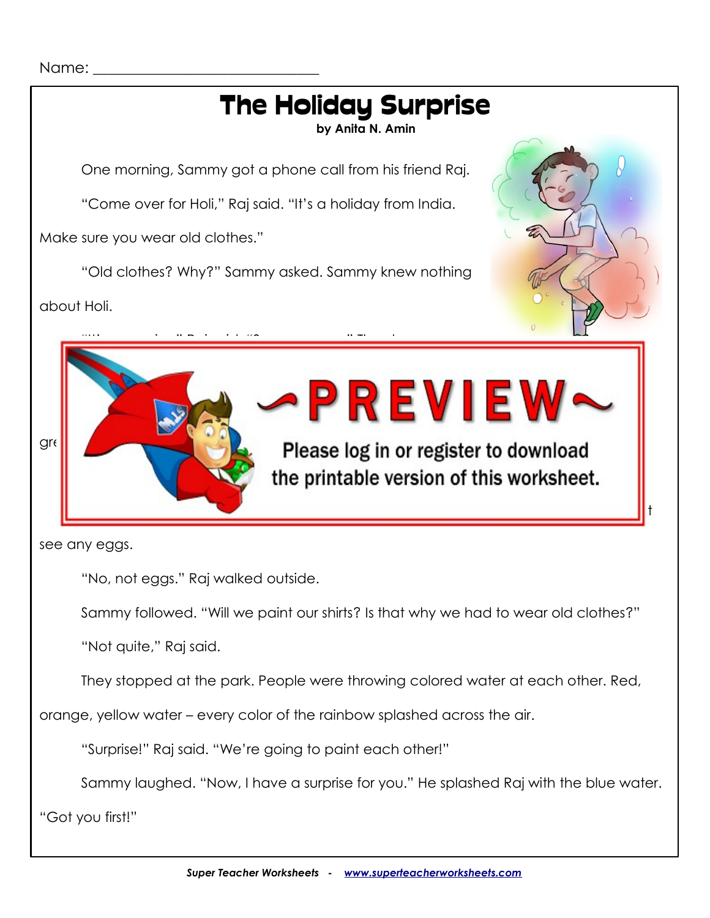Name: ______________________________

# The Holiday Surprise

**by Anita N. Amin**

One morning, Sammy got a phone call from his friend Raj.

"Come over for Holi," Raj said. "It's a holiday from India. Make sure you wear old clothes."

"Old clothes? Why?" Sammy asked. Sammy knew nothing about Holi.

gre

see any eggs.

"No, not eggs." Raj walked outside.

Sammy followed. "Will we paint our shirts? Is that why we had to wear old clothes?"

"Not quite," Raj said.

They stopped at the park. People were throwing colored water at each other. Red, orange, yellow water – every color of the rainbow splashed across the air.

"Surprise!" Raj said. "We're going to paint each other!"

Sammy laughed. "Now, I have a surprise for you." He splashed Raj with the blue water. "Got you first!"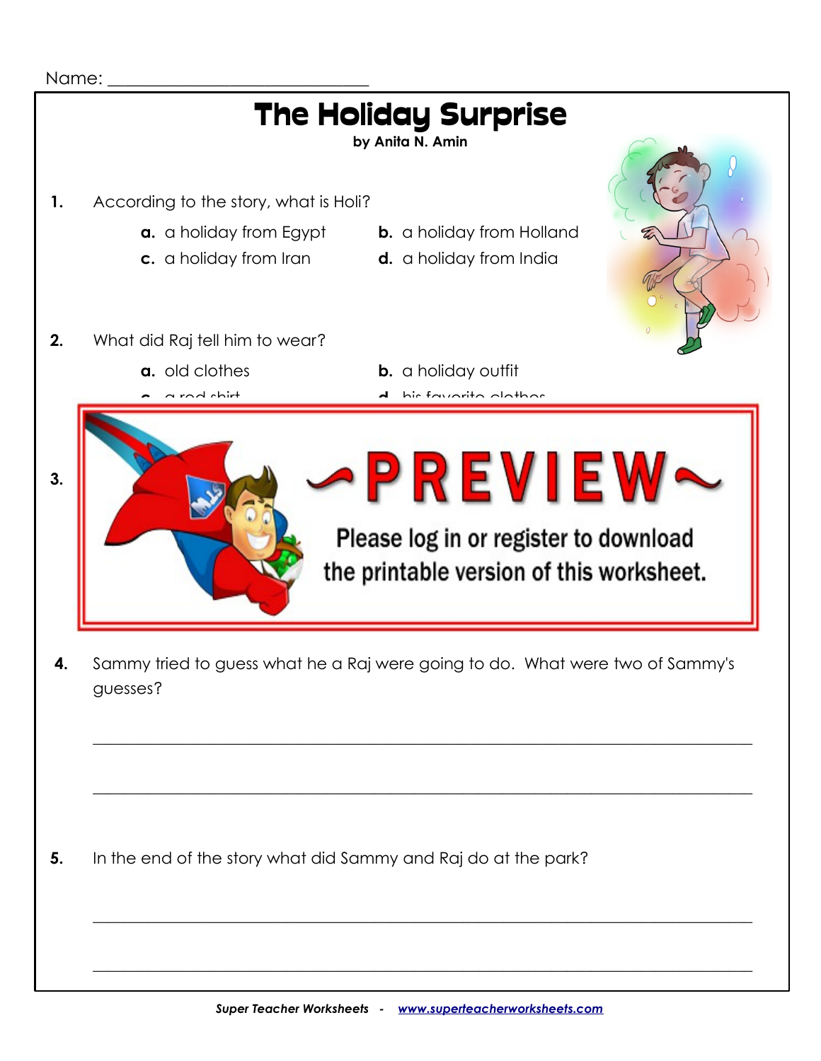Name: ______________________________

# The Holiday Surprise

**by Anita N. Amin**

**1.** According to the story, what is Holi?

- **a.** a holiday from Egypt
- **b.** a holiday from Holland
- **c.** a holiday from Iran
- **d.** a holiday from India

**2.** What did Raj tell him to wear?

- **a.** old clothes
- **b.** a holiday outfit
- **c.** a red shirt
- **d.** his favorite clothes

**3.**

**4.** Sammy tried to guess what he a Raj were going to do. What were two of Sammy's guesses?

_______________________________________________________________________________

_______________________________________________________________________________

**5.** In the end of the story what did Sammy and Raj do at the park?

_______________________________________________________________________________

_______________________________________________________________________________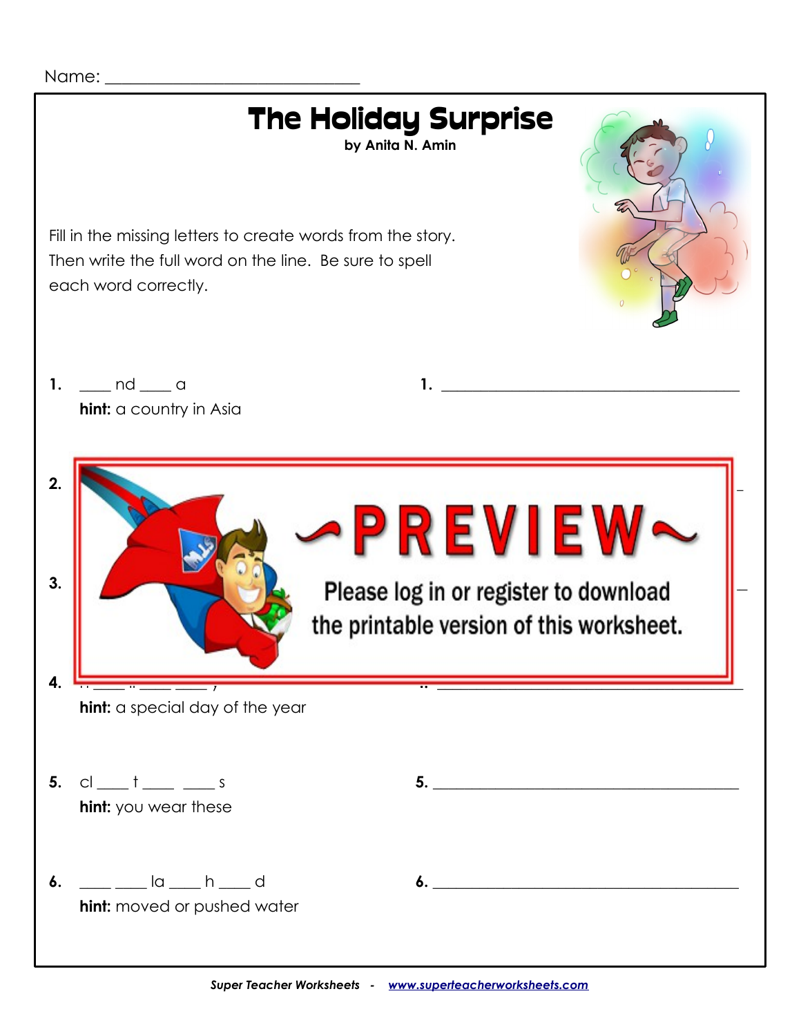Name: ______________________________

# The Holiday Surprise

**by Anita N. Amin**

Fill in the missing letters to create words from the story. Then write the full word on the line. Be sure to spell each word correctly.

**1.** ___ nd ___ a
**hint:** a country in Asia

**1.** ______________________________________

**2.**

**3.**

**4.**
**hint:** a special day of the year

**5.** cl ___ t ___ ___ s
**hint:** you wear these

**5.** ______________________________________

**6.** ___ ___ la ___ h ___ d
**hint:** moved or pushed water

**6.** ______________________________________

**~PREVIEW~**

Please log in or register to download the printable version of this worksheet.

*Super Teacher Worksheets - www.superteacherworksheets.com*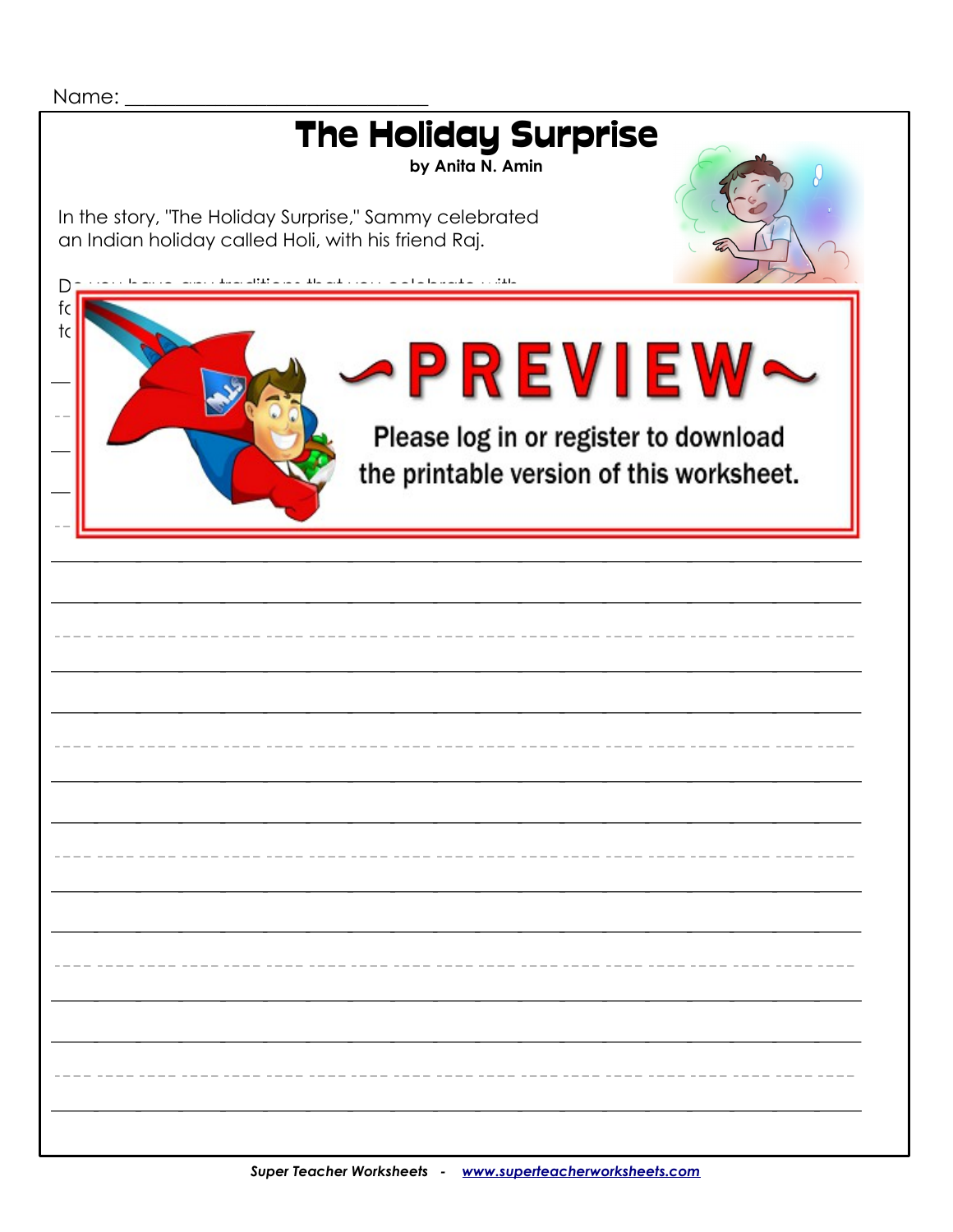Name: ______________________________

# The Holiday Surprise

**by Anita N. Amin**

In the story, "The Holiday Surprise," Sammy celebrated an Indian holiday called Holi, with his friend Raj.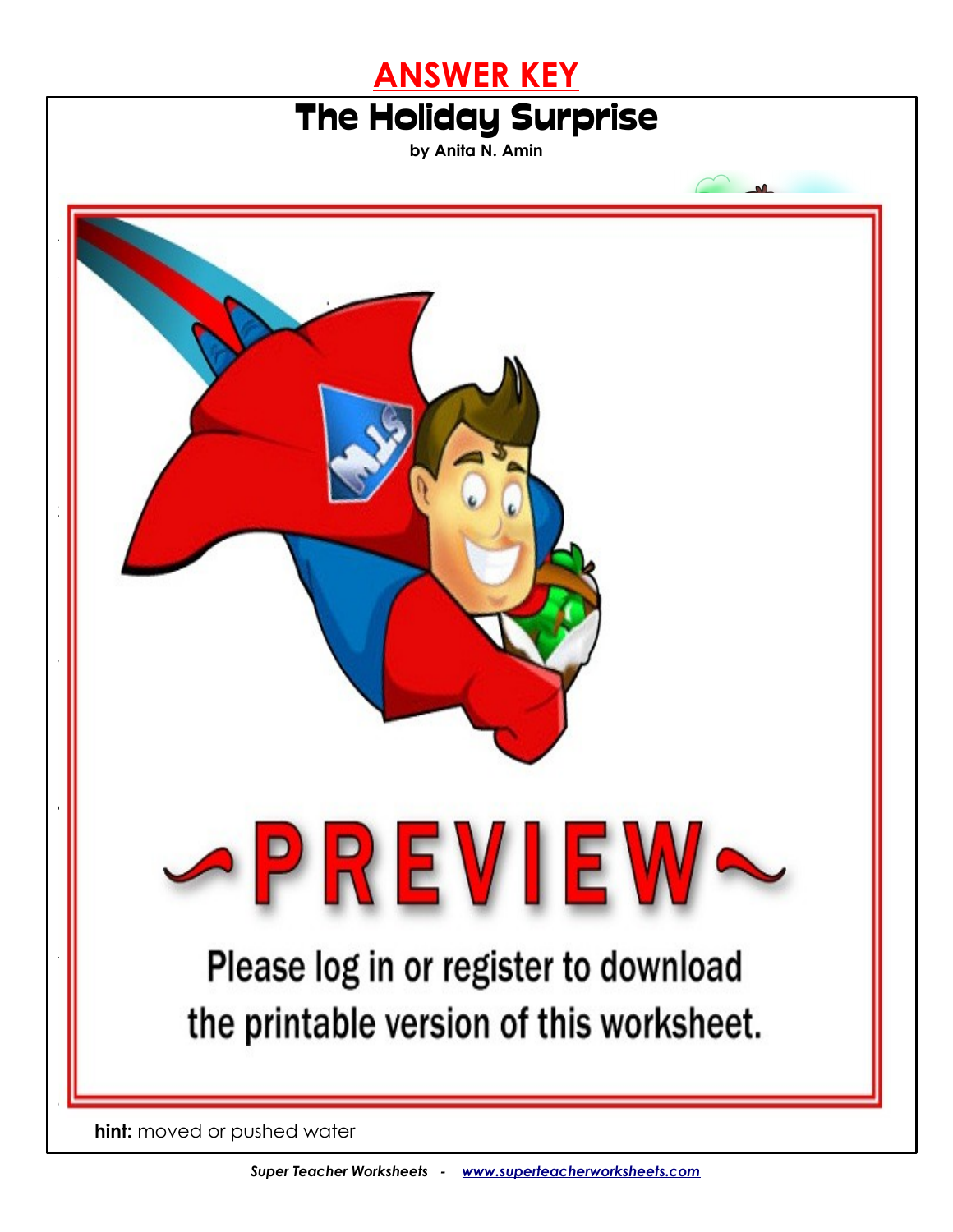# ANSWER KEY

## The Holiday Surprise

**by Anita N. Amin**

**hint:** moved or pushed water